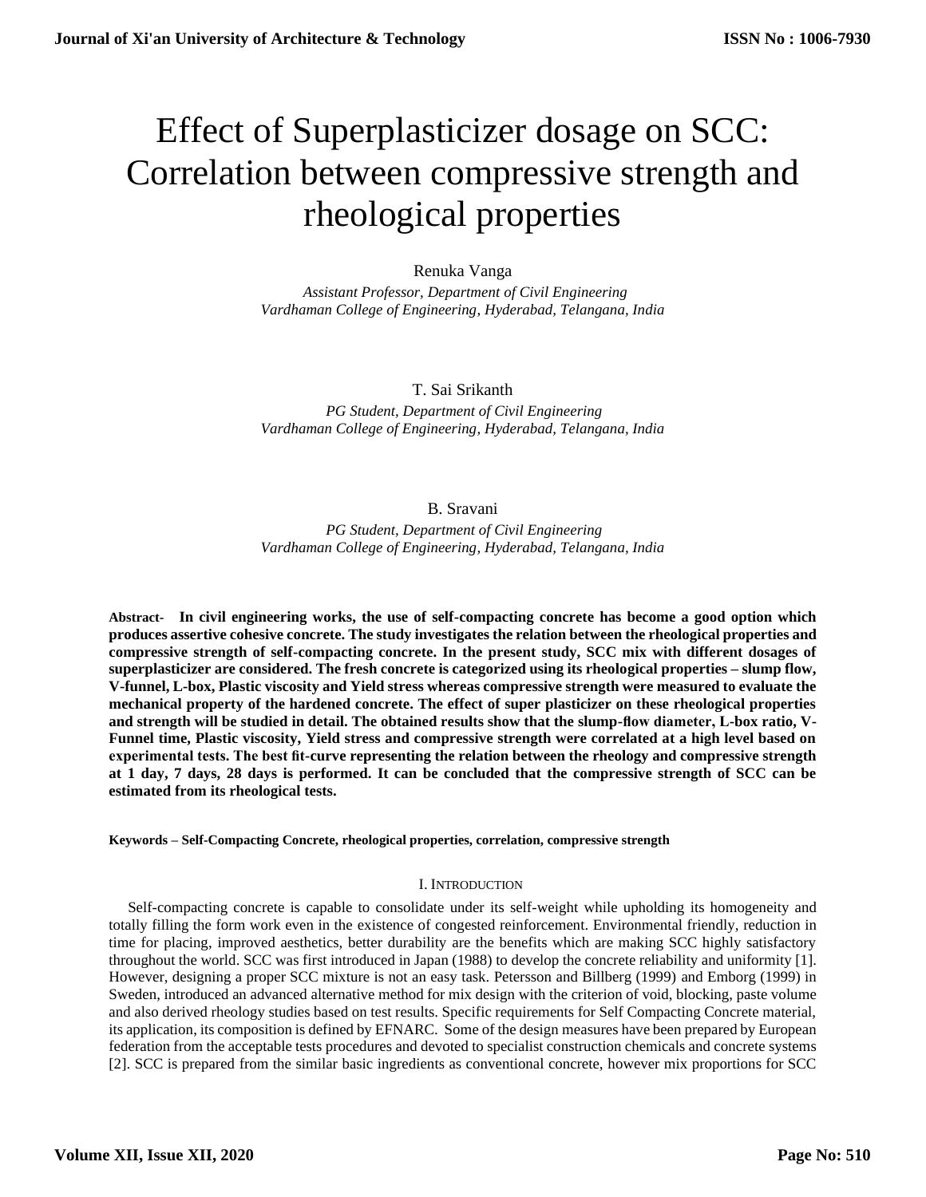# Effect of Superplasticizer dosage on SCC: Correlation between compressive strength and rheological properties

Renuka Vanga

*Assistant Professor, Department of Civil Engineering*
*Vardhaman College of Engineering, Hyderabad, Telangana, India*

T. Sai Srikanth

*PG Student, Department of Civil Engineering*
*Vardhaman College of Engineering, Hyderabad, Telangana, India*

B. Sravani

*PG Student, Department of Civil Engineering*
*Vardhaman College of Engineering, Hyderabad, Telangana, India*

**Abstract-** **In civil engineering works, the use of self-compacting concrete has become a good option which produces assertive cohesive concrete. The study investigates the relation between the rheological properties and compressive strength of self-compacting concrete. In the present study, SCC mix with different dosages of superplasticizer are considered. The fresh concrete is categorized using its rheological properties – slump flow, V-funnel, L-box, Plastic viscosity and Yield stress whereas compressive strength were measured to evaluate the mechanical property of the hardened concrete. The effect of super plasticizer on these rheological properties and strength will be studied in detail. The obtained results show that the slump-flow diameter, L-box ratio, V-Funnel time, Plastic viscosity, Yield stress and compressive strength were correlated at a high level based on experimental tests. The best fit-curve representing the relation between the rheology and compressive strength at 1 day, 7 days, 28 days is performed. It can be concluded that the compressive strength of SCC can be estimated from its rheological tests.**

**Keywords – Self-Compacting Concrete, rheological properties, correlation, compressive strength**

## I. Introduction

Self-compacting concrete is capable to consolidate under its self-weight while upholding its homogeneity and totally filling the form work even in the existence of congested reinforcement. Environmental friendly, reduction in time for placing, improved aesthetics, better durability are the benefits which are making SCC highly satisfactory throughout the world. SCC was first introduced in Japan (1988) to develop the concrete reliability and uniformity [1]. However, designing a proper SCC mixture is not an easy task. Petersson and Billberg (1999) and Emborg (1999) in Sweden, introduced an advanced alternative method for mix design with the criterion of void, blocking, paste volume and also derived rheology studies based on test results. Specific requirements for Self Compacting Concrete material, its application, its composition is defined by EFNARC. Some of the design measures have been prepared by European federation from the acceptable tests procedures and devoted to specialist construction chemicals and concrete systems [2]. SCC is prepared from the similar basic ingredients as conventional concrete, however mix proportions for SCC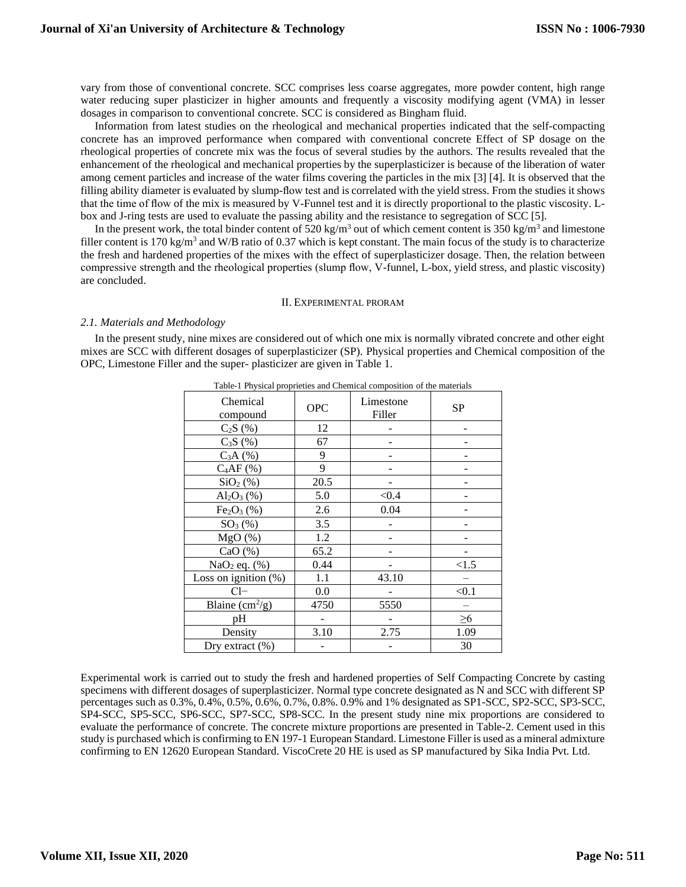vary from those of conventional concrete. SCC comprises less coarse aggregates, more powder content, high range water reducing super plasticizer in higher amounts and frequently a viscosity modifying agent (VMA) in lesser dosages in comparison to conventional concrete. SCC is considered as Bingham fluid.

Information from latest studies on the rheological and mechanical properties indicated that the self-compacting concrete has an improved performance when compared with conventional concrete Effect of SP dosage on the rheological properties of concrete mix was the focus of several studies by the authors. The results revealed that the enhancement of the rheological and mechanical properties by the superplasticizer is because of the liberation of water among cement particles and increase of the water films covering the particles in the mix [3] [4]. It is observed that the filling ability diameter is evaluated by slump-flow test and is correlated with the yield stress. From the studies it shows that the time of flow of the mix is measured by V-Funnel test and it is directly proportional to the plastic viscosity. L-box and J-ring tests are used to evaluate the passing ability and the resistance to segregation of SCC [5].

In the present work, the total binder content of 520 kg/m$^3$ out of which cement content is 350 kg/m$^3$ and limestone filler content is 170 kg/m$^3$ and W/B ratio of 0.37 which is kept constant. The main focus of the study is to characterize the fresh and hardened properties of the mixes with the effect of superplasticizer dosage. Then, the relation between compressive strength and the rheological properties (slump flow, V-funnel, L-box, yield stress, and plastic viscosity) are concluded.

## II. Experimental proram

### *2.1. Materials and Methodology*

In the present study, nine mixes are considered out of which one mix is normally vibrated concrete and other eight mixes are SCC with different dosages of superplasticizer (SP). Physical properties and Chemical composition of the OPC, Limestone Filler and the super- plasticizer are given in Table 1.

Table-1 Physical proprieties and Chemical composition of the materials

| Chemical compound | OPC | Limestone Filler | SP |
|---|---|---|---|
| $C_2S$ (%) | 12 | - | - |
| $C_3S$ (%) | 67 | - | - |
| $C_3A$ (%) | 9 | - | - |
| $C_4AF$ (%) | 9 | - | - |
| $SiO_2$ (%) | 20.5 | - | - |
| $Al_2O_3$ (%) | 5.0 | <0.4 | - |
| $Fe_2O_3$ (%) | 2.6 | 0.04 | - |
| $SO_3$ (%) | 3.5 | - | - |
| MgO (%) | 1.2 | - | - |
| CaO (%) | 65.2 | - | - |
| $NaO_2$ eq. (%) | 0.44 | - | <1.5 |
| Loss on ignition (%) | 1.1 | 43.10 | – |
| Cl− | 0.0 | - | <0.1 |
| Blaine (cm$^2$/g) | 4750 | 5550 | – |
| pH | - | - | ≥6 |
| Density | 3.10 | 2.75 | 1.09 |
| Dry extract (%) | - | - | 30 |

Experimental work is carried out to study the fresh and hardened properties of Self Compacting Concrete by casting specimens with different dosages of superplasticizer. Normal type concrete designated as N and SCC with different SP percentages such as 0.3%, 0.4%, 0.5%, 0.6%, 0.7%, 0.8%. 0.9% and 1% designated as SP1-SCC, SP2-SCC, SP3-SCC, SP4-SCC, SP5-SCC, SP6-SCC, SP7-SCC, SP8-SCC. In the present study nine mix proportions are considered to evaluate the performance of concrete. The concrete mixture proportions are presented in Table-2. Cement used in this study is purchased which is confirming to EN 197-1 European Standard. Limestone Filler is used as a mineral admixture confirming to EN 12620 European Standard. ViscoCrete 20 HE is used as SP manufactured by Sika India Pvt. Ltd.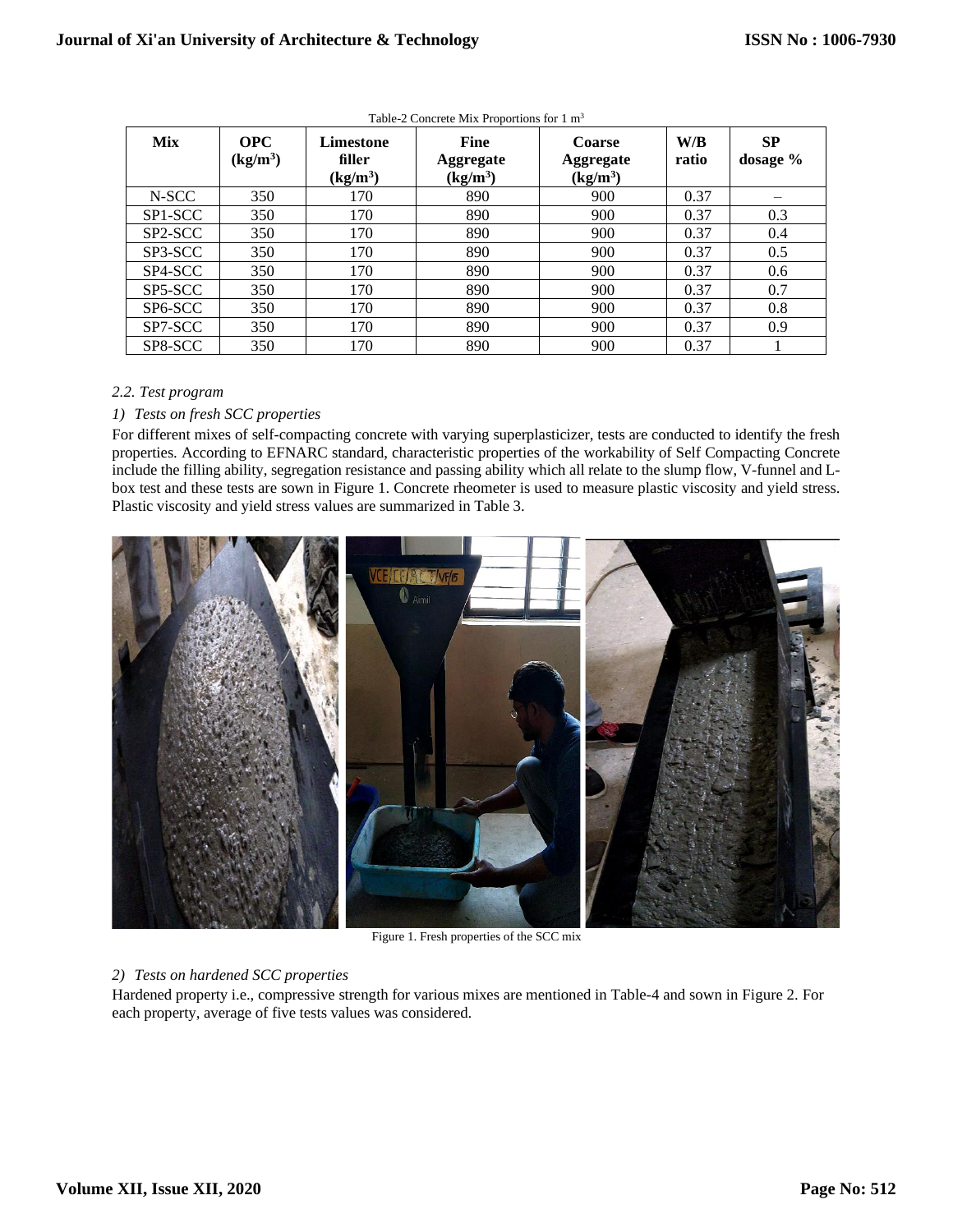Table-2 Concrete Mix Proportions for 1 $m^3$

| Mix | OPC ($kg/m^3$) | Limestone filler ($kg/m^3$) | Fine Aggregate ($kg/m^3$) | Coarse Aggregate ($kg/m^3$) | W/B ratio | SP dosage % |
|---|---|---|---|---|---|---|
| N-SCC | 350 | 170 | 890 | 900 | 0.37 | – |
| SP1-SCC | 350 | 170 | 890 | 900 | 0.37 | 0.3 |
| SP2-SCC | 350 | 170 | 890 | 900 | 0.37 | 0.4 |
| SP3-SCC | 350 | 170 | 890 | 900 | 0.37 | 0.5 |
| SP4-SCC | 350 | 170 | 890 | 900 | 0.37 | 0.6 |
| SP5-SCC | 350 | 170 | 890 | 900 | 0.37 | 0.7 |
| SP6-SCC | 350 | 170 | 890 | 900 | 0.37 | 0.8 |
| SP7-SCC | 350 | 170 | 890 | 900 | 0.37 | 0.9 |
| SP8-SCC | 350 | 170 | 890 | 900 | 0.37 | 1 |

### *2.2. Test program*

#### *1) Tests on fresh SCC properties*

For different mixes of self-compacting concrete with varying superplasticizer, tests are conducted to identify the fresh properties. According to EFNARC standard, characteristic properties of the workability of Self Compacting Concrete include the filling ability, segregation resistance and passing ability which all relate to the slump flow, V-funnel and L-box test and these tests are sown in Figure 1. Concrete rheometer is used to measure plastic viscosity and yield stress. Plastic viscosity and yield stress values are summarized in Table 3.

Figure 1. Fresh properties of the SCC mix

#### *2) Tests on hardened SCC properties*

Hardened property i.e., compressive strength for various mixes are mentioned in Table-4 and sown in Figure 2. For each property, average of five tests values was considered.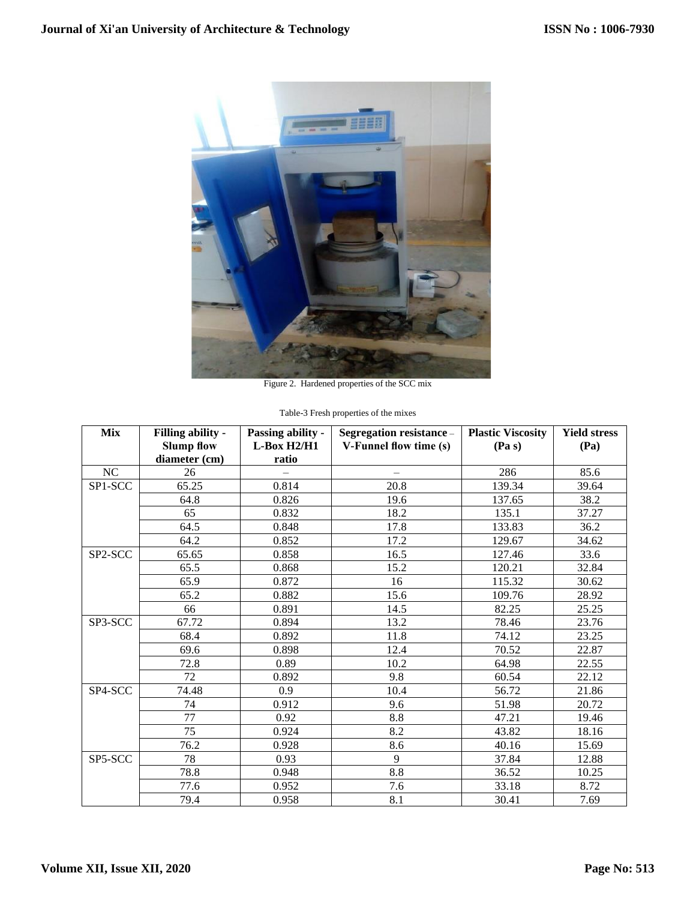Figure 2. Hardened properties of the SCC mix

Table-3 Fresh properties of the mixes

| Mix | Filling ability - Slump flow diameter (cm) | Passing ability - L-Box H2/H1 ratio | Segregation resistance – V-Funnel flow time (s) | Plastic Viscosity (Pa s) | Yield stress (Pa) |
|---|---|---|---|---|---|
| NC | 26 | – | – | 286 | 85.6 |
| SP1-SCC | 65.25 | 0.814 | 20.8 | 139.34 | 39.64 |
| | 64.8 | 0.826 | 19.6 | 137.65 | 38.2 |
| | 65 | 0.832 | 18.2 | 135.1 | 37.27 |
| | 64.5 | 0.848 | 17.8 | 133.83 | 36.2 |
| | 64.2 | 0.852 | 17.2 | 129.67 | 34.62 |
| SP2-SCC | 65.65 | 0.858 | 16.5 | 127.46 | 33.6 |
| | 65.5 | 0.868 | 15.2 | 120.21 | 32.84 |
| | 65.9 | 0.872 | 16 | 115.32 | 30.62 |
| | 65.2 | 0.882 | 15.6 | 109.76 | 28.92 |
| | 66 | 0.891 | 14.5 | 82.25 | 25.25 |
| SP3-SCC | 67.72 | 0.894 | 13.2 | 78.46 | 23.76 |
| | 68.4 | 0.892 | 11.8 | 74.12 | 23.25 |
| | 69.6 | 0.898 | 12.4 | 70.52 | 22.87 |
| | 72.8 | 0.89 | 10.2 | 64.98 | 22.55 |
| | 72 | 0.892 | 9.8 | 60.54 | 22.12 |
| SP4-SCC | 74.48 | 0.9 | 10.4 | 56.72 | 21.86 |
| | 74 | 0.912 | 9.6 | 51.98 | 20.72 |
| | 77 | 0.92 | 8.8 | 47.21 | 19.46 |
| | 75 | 0.924 | 8.2 | 43.82 | 18.16 |
| | 76.2 | 0.928 | 8.6 | 40.16 | 15.69 |
| SP5-SCC | 78 | 0.93 | 9 | 37.84 | 12.88 |
| | 78.8 | 0.948 | 8.8 | 36.52 | 10.25 |
| | 77.6 | 0.952 | 7.6 | 33.18 | 8.72 |
| | 79.4 | 0.958 | 8.1 | 30.41 | 7.69 |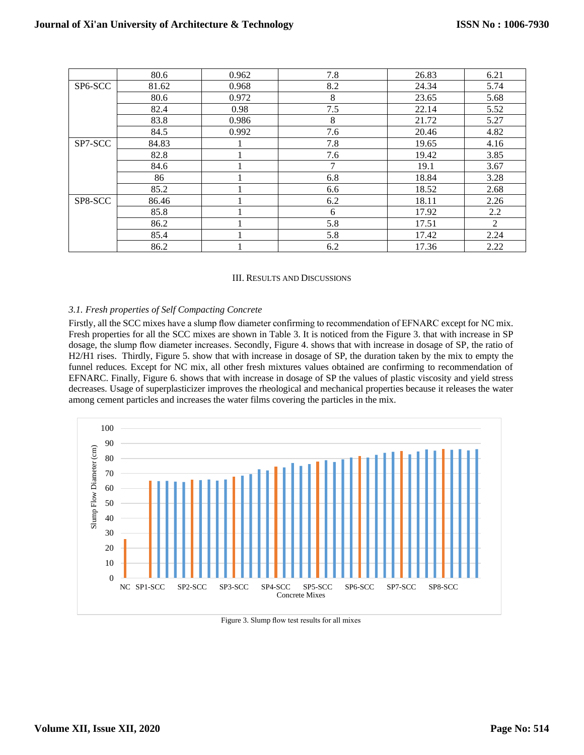|  | 80.6 | 0.962 | 7.8 | 26.83 | 6.21 |
| --- | --- | --- | --- | --- | --- |
| SP6-SCC | 81.62 | 0.968 | 8.2 | 24.34 | 5.74 |
|  | 80.6 | 0.972 | 8 | 23.65 | 5.68 |
|  | 82.4 | 0.98 | 7.5 | 22.14 | 5.52 |
|  | 83.8 | 0.986 | 8 | 21.72 | 5.27 |
|  | 84.5 | 0.992 | 7.6 | 20.46 | 4.82 |
| SP7-SCC | 84.83 | 1 | 7.8 | 19.65 | 4.16 |
|  | 82.8 | 1 | 7.6 | 19.42 | 3.85 |
|  | 84.6 | 1 | 7 | 19.1 | 3.67 |
|  | 86 | 1 | 6.8 | 18.84 | 3.28 |
|  | 85.2 | 1 | 6.6 | 18.52 | 2.68 |
| SP8-SCC | 86.46 | 1 | 6.2 | 18.11 | 2.26 |
|  | 85.8 | 1 | 6 | 17.92 | 2.2 |
|  | 86.2 | 1 | 5.8 | 17.51 | 2 |
|  | 85.4 | 1 | 5.8 | 17.42 | 2.24 |
|  | 86.2 | 1 | 6.2 | 17.36 | 2.22 |

## III. Results and Discussions

### *3.1. Fresh properties of Self Compacting Concrete*

Firstly, all the SCC mixes have a slump flow diameter confirming to recommendation of EFNARC except for NC mix. Fresh properties for all the SCC mixes are shown in Table 3. It is noticed from the Figure 3. that with increase in SP dosage, the slump flow diameter increases. Secondly, Figure 4. shows that with increase in dosage of SP, the ratio of H2/H1 rises. Thirdly, Figure 5. show that with increase in dosage of SP, the duration taken by the mix to empty the funnel reduces. Except for NC mix, all other fresh mixtures values obtained are confirming to recommendation of EFNARC. Finally, Figure 6. shows that with increase in dosage of SP the values of plastic viscosity and yield stress decreases. Usage of superplasticizer improves the rheological and mechanical properties because it releases the water among cement particles and increases the water films covering the particles in the mix.

Figure 3. Slump flow test results for all mixes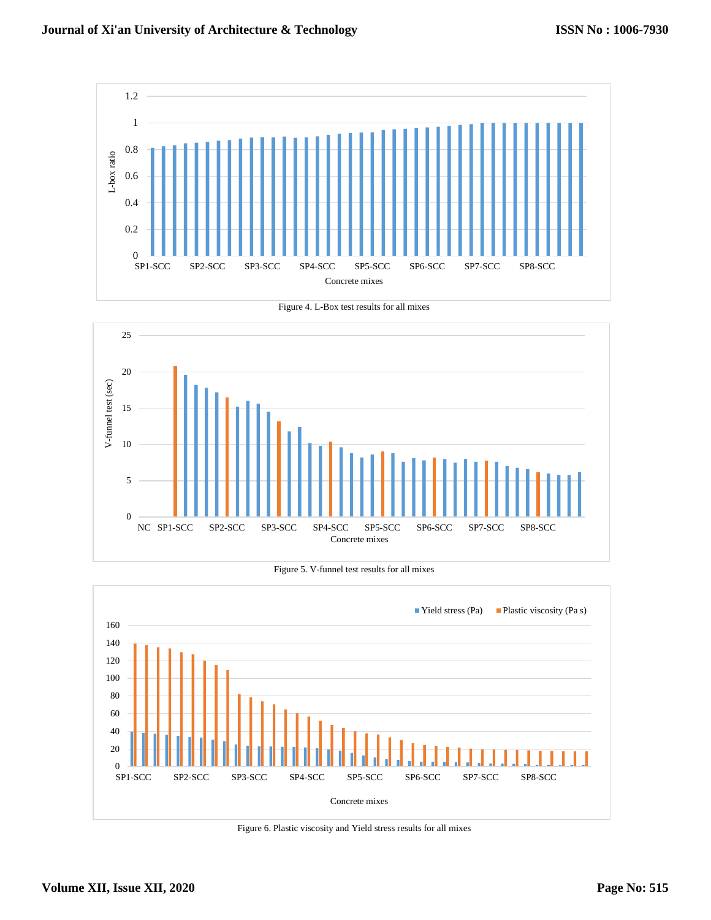Figure 4. L-Box test results for all mixes

Figure 5. V-funnel test results for all mixes

Figure 6. Plastic viscosity and Yield stress results for all mixes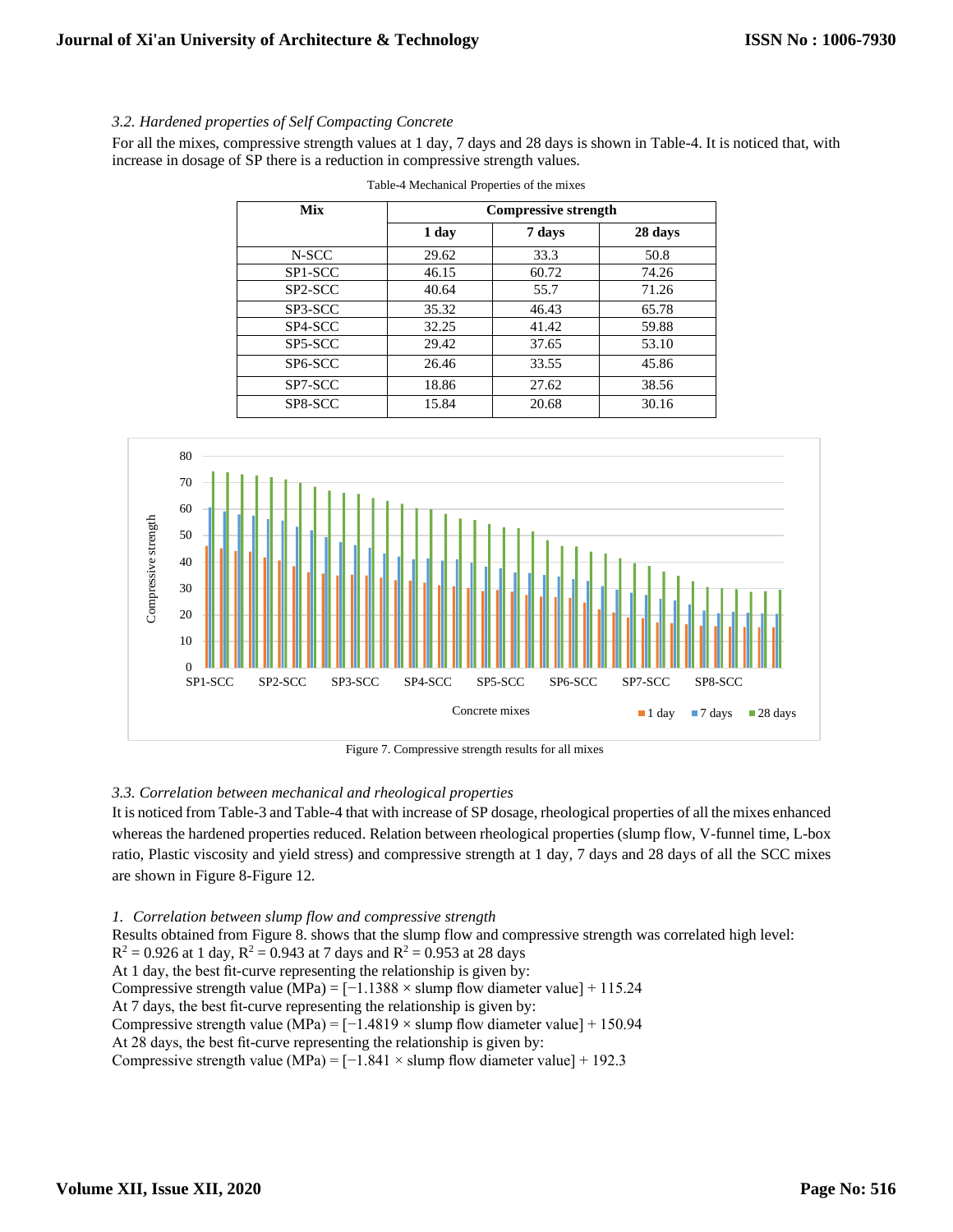*3.2. Hardened properties of Self Compacting Concrete*

For all the mixes, compressive strength values at 1 day, 7 days and 28 days is shown in Table-4. It is noticed that, with increase in dosage of SP there is a reduction in compressive strength values.

Table-4 Mechanical Properties of the mixes

| Mix | Compressive strength | | |
|---|---|---|---|
| | 1 day | 7 days | 28 days |
| N-SCC | 29.62 | 33.3 | 50.8 |
| SP1-SCC | 46.15 | 60.72 | 74.26 |
| SP2-SCC | 40.64 | 55.7 | 71.26 |
| SP3-SCC | 35.32 | 46.43 | 65.78 |
| SP4-SCC | 32.25 | 41.42 | 59.88 |
| SP5-SCC | 29.42 | 37.65 | 53.10 |
| SP6-SCC | 26.46 | 33.55 | 45.86 |
| SP7-SCC | 18.86 | 27.62 | 38.56 |
| SP8-SCC | 15.84 | 20.68 | 30.16 |

Figure 7. Compressive strength results for all mixes

*3.3. Correlation between mechanical and rheological properties*

It is noticed from Table-3 and Table-4 that with increase of SP dosage, rheological properties of all the mixes enhanced whereas the hardened properties reduced. Relation between rheological properties (slump flow, V-funnel time, L-box ratio, Plastic viscosity and yield stress) and compressive strength at 1 day, 7 days and 28 days of all the SCC mixes are shown in Figure 8-Figure 12.

*1. Correlation between slump flow and compressive strength*

Results obtained from Figure 8. shows that the slump flow and compressive strength was correlated high level: $R^2 = 0.926$ at 1 day, $R^2 = 0.943$ at 7 days and $R^2 = 0.953$ at 28 days

At 1 day, the best fit-curve representing the relationship is given by:

Compressive strength value (MPa) = $[-1.1388 \times \text{slump flow diameter value}] + 115.24$

At 7 days, the best fit-curve representing the relationship is given by:

Compressive strength value (MPa) = $[-1.4819 \times \text{slump flow diameter value}] + 150.94$

At 28 days, the best fit-curve representing the relationship is given by:

Compressive strength value (MPa) = $[-1.841 \times \text{slump flow diameter value}] + 192.3$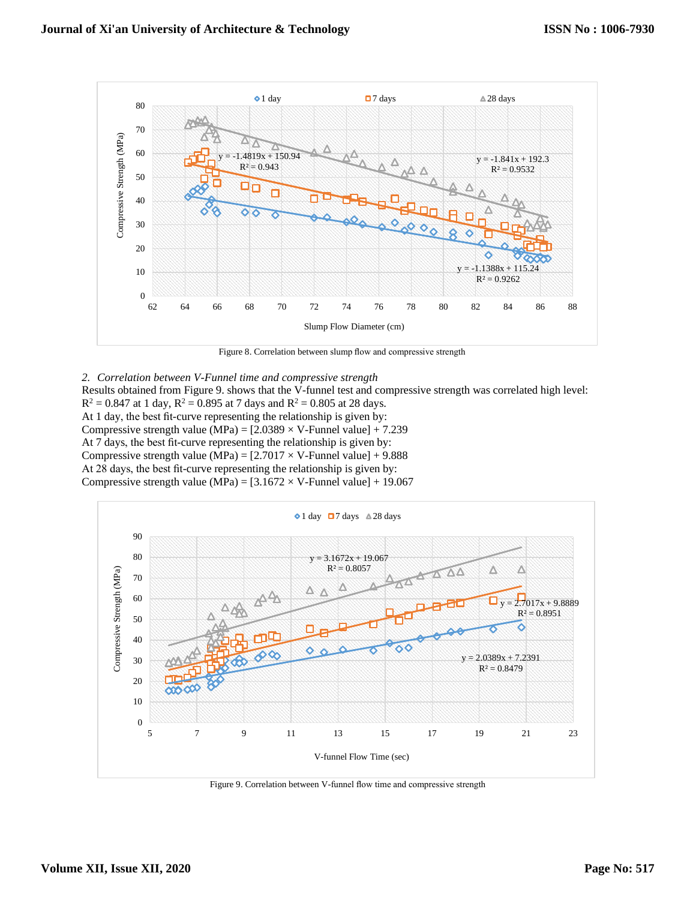Figure 8. Correlation between slump flow and compressive strength

*2. Correlation between V-Funnel time and compressive strength*

Results obtained from Figure 9. shows that the V-funnel test and compressive strength was correlated high level: $R^2 = 0.847$ at 1 day, $R^2 = 0.895$ at 7 days and $R^2 = 0.805$ at 28 days.

At 1 day, the best fit-curve representing the relationship is given by:

Compressive strength value (MPa) = [2.0389 × V-Funnel value] + 7.239

At 7 days, the best fit-curve representing the relationship is given by:

Compressive strength value (MPa) = [2.7017 × V-Funnel value] + 9.888

At 28 days, the best fit-curve representing the relationship is given by:

Compressive strength value (MPa) = [3.1672 × V-Funnel value] + 19.067

Figure 9. Correlation between V-funnel flow time and compressive strength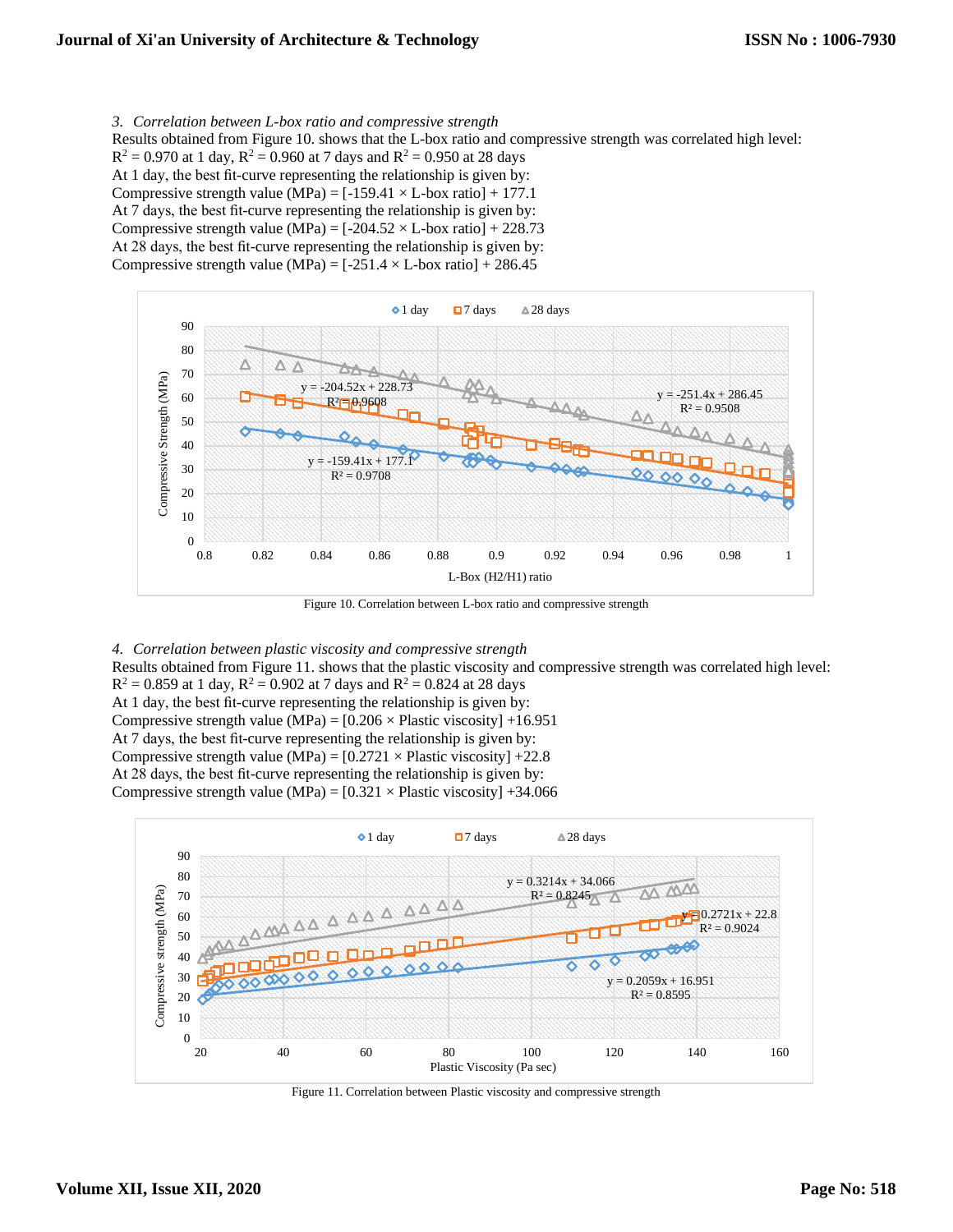*3. Correlation between L-box ratio and compressive strength*

Results obtained from Figure 10. shows that the L-box ratio and compressive strength was correlated high level: $R^2 = 0.970$ at 1 day, $R^2 = 0.960$ at 7 days and $R^2 = 0.950$ at 28 days

At 1 day, the best fit-curve representing the relationship is given by:

Compressive strength value (MPa) = [-159.41 × L-box ratio] + 177.1

At 7 days, the best fit-curve representing the relationship is given by:

Compressive strength value (MPa) = [-204.52 × L-box ratio] + 228.73

At 28 days, the best fit-curve representing the relationship is given by:

Compressive strength value (MPa) = [-251.4 × L-box ratio] + 286.45

Figure 10. Correlation between L-box ratio and compressive strength

*4. Correlation between plastic viscosity and compressive strength*

Results obtained from Figure 11. shows that the plastic viscosity and compressive strength was correlated high level: $R^2 = 0.859$ at 1 day, $R^2 = 0.902$ at 7 days and $R^2 = 0.824$ at 28 days

At 1 day, the best fit-curve representing the relationship is given by:

Compressive strength value (MPa) = [0.206 × Plastic viscosity] +16.951

At 7 days, the best fit-curve representing the relationship is given by:

Compressive strength value (MPa) = [0.2721 × Plastic viscosity] +22.8

At 28 days, the best fit-curve representing the relationship is given by:

Compressive strength value (MPa) = [0.321 × Plastic viscosity] +34.066

Figure 11. Correlation between Plastic viscosity and compressive strength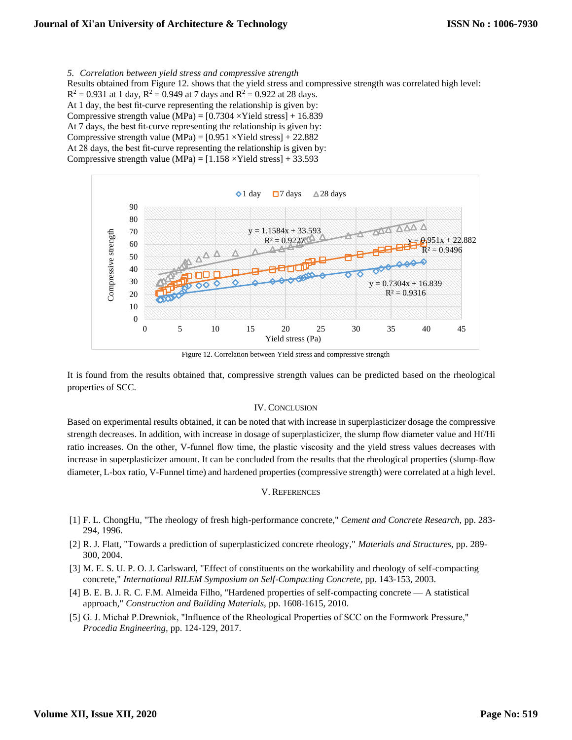*5. Correlation between yield stress and compressive strength*

Results obtained from Figure 12. shows that the yield stress and compressive strength was correlated high level: $R^2 = 0.931$ at 1 day, $R^2 = 0.949$ at 7 days and $R^2 = 0.922$ at 28 days.

At 1 day, the best fit-curve representing the relationship is given by:

Compressive strength value (MPa) = [0.7304 ×Yield stress] + 16.839

At 7 days, the best fit-curve representing the relationship is given by:

Compressive strength value (MPa) = [0.951 ×Yield stress] + 22.882

At 28 days, the best fit-curve representing the relationship is given by:

Compressive strength value (MPa) = [1.158 ×Yield stress] + 33.593

1 day  7 days  28 days

Compressive strength

Yield stress (Pa)

0 5 10 15 20 25 30 35 40 45

0 10 20 30 40 50 60 70 80 90

y = 1.1584x + 33.593
R² = 0.9227

y = 0.951x + 22.882
R² = 0.9496

y = 0.7304x + 16.839
R² = 0.9316

Figure 12. Correlation between Yield stress and compressive strength

It is found from the results obtained that, compressive strength values can be predicted based on the rheological properties of SCC.

## IV. Conclusion

Based on experimental results obtained, it can be noted that with increase in superplasticizer dosage the compressive strength decreases. In addition, with increase in dosage of superplasticizer, the slump flow diameter value and Hf/Hi ratio increases. On the other, V-funnel flow time, the plastic viscosity and the yield stress values decreases with increase in superplasticizer amount. It can be concluded from the results that the rheological properties (slump-flow diameter, L-box ratio, V-Funnel time) and hardened properties (compressive strength) were correlated at a high level.

## V. References

[1] F. L. ChongHu, "The rheology of fresh high-performance concrete," *Cement and Concrete Research,* pp. 283-294, 1996.

[2] R. J. Flatt, "Towards a prediction of superplasticized concrete rheology," *Materials and Structures,* pp. 289-300, 2004.

[3] M. E. S. U. P. O. J. Carlsward, "Effect of constituents on the workability and rheology of self-compacting concrete," *International RILEM Symposium on Self-Compacting Concrete,* pp. 143-153, 2003.

[4] B. E. B. J. R. C. F.M. Almeida Filho, "Hardened properties of self-compacting concrete — A statistical approach," *Construction and Building Materials,* pp. 1608-1615, 2010.

[5] G. J. Michał P.Drewniok, "Influence of the Rheological Properties of SCC on the Formwork Pressure," *Procedia Engineering,* pp. 124-129, 2017.